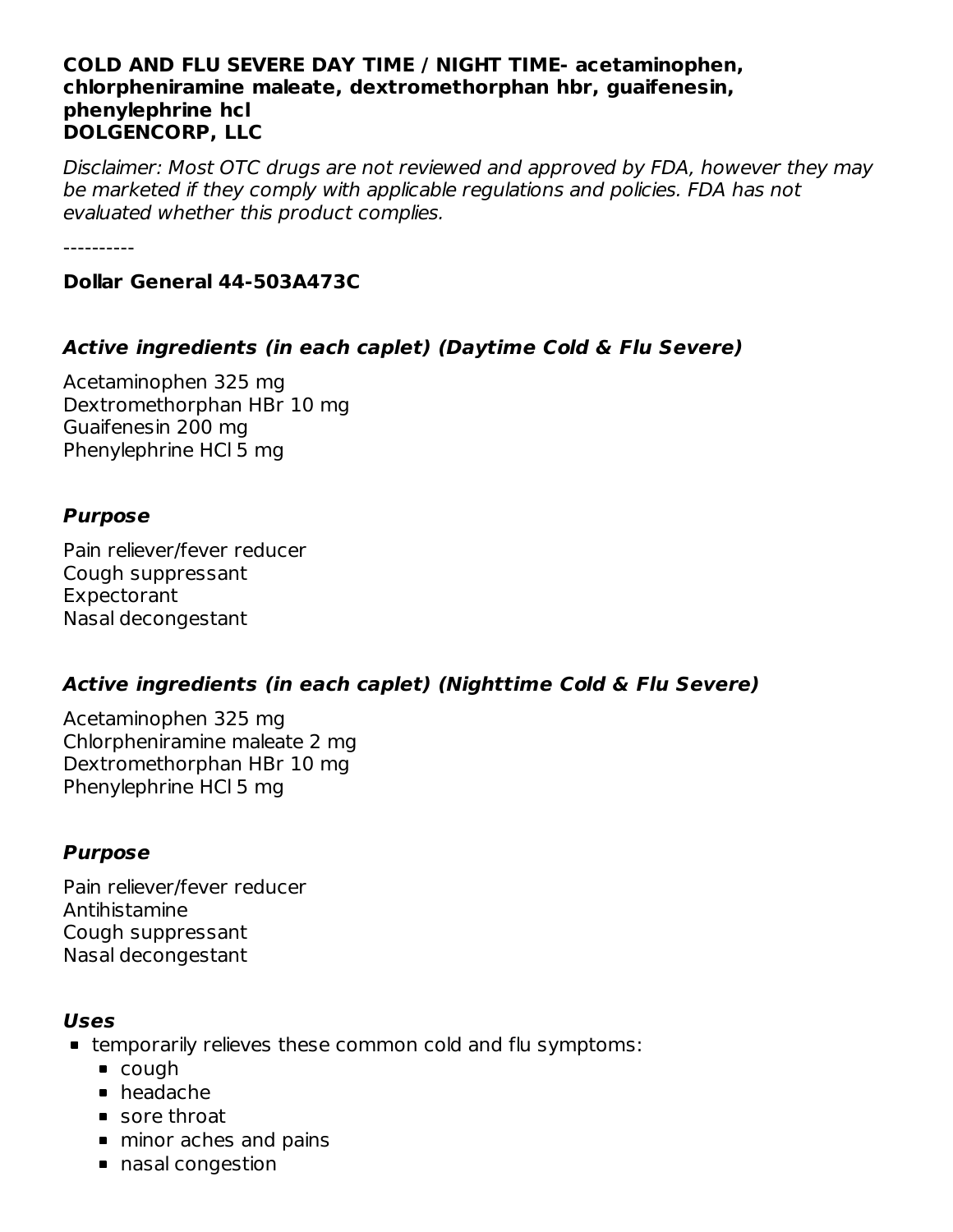**COLD AND FLU SEVERE DAY TIME / NIGHT TIME- acetaminophen, chlorpheniramine maleate, dextromethorphan hbr, guaifenesin, phenylephrine hcl**
**DOLGENCORP, LLC**

*Disclaimer: Most OTC drugs are not reviewed and approved by FDA, however they may be marketed if they comply with applicable regulations and policies. FDA has not evaluated whether this product complies.*

----------

**Dollar General 44-503A473C**

### *Active ingredients (in each caplet) (Daytime Cold & Flu Severe)*

Acetaminophen 325 mg
Dextromethorphan HBr 10 mg
Guaifenesin 200 mg
Phenylephrine HCl 5 mg

### *Purpose*

Pain reliever/fever reducer
Cough suppressant
Expectorant
Nasal decongestant

### *Active ingredients (in each caplet) (Nighttime Cold & Flu Severe)*

Acetaminophen 325 mg
Chlorpheniramine maleate 2 mg
Dextromethorphan HBr 10 mg
Phenylephrine HCl 5 mg

### *Purpose*

Pain reliever/fever reducer
Antihistamine
Cough suppressant
Nasal decongestant

### *Uses*

- temporarily relieves these common cold and flu symptoms:
  - cough
  - headache
  - sore throat
  - minor aches and pains
  - nasal congestion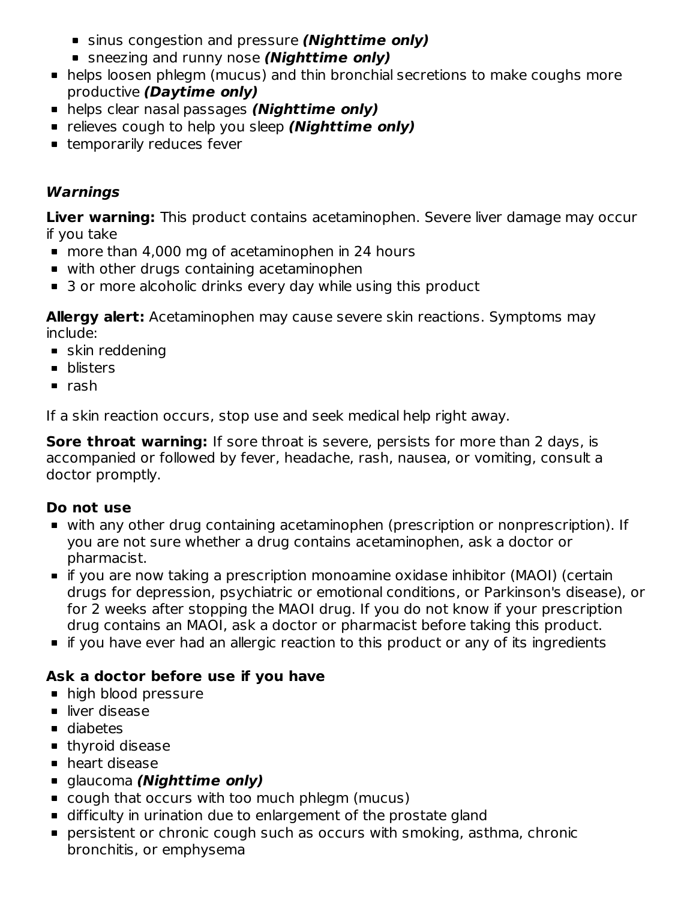- sinus congestion and pressure ***(Nighttime only)***
  - sneezing and runny nose ***(Nighttime only)***
- helps loosen phlegm (mucus) and thin bronchial secretions to make coughs more productive ***(Daytime only)***
- helps clear nasal passages ***(Nighttime only)***
- relieves cough to help you sleep ***(Nighttime only)***
- temporarily reduces fever

### ***Warnings***

**Liver warning:** This product contains acetaminophen. Severe liver damage may occur if you take

- more than 4,000 mg of acetaminophen in 24 hours
- with other drugs containing acetaminophen
- 3 or more alcoholic drinks every day while using this product

**Allergy alert:** Acetaminophen may cause severe skin reactions. Symptoms may include:

- skin reddening
- blisters
- rash

If a skin reaction occurs, stop use and seek medical help right away.

**Sore throat warning:** If sore throat is severe, persists for more than 2 days, is accompanied or followed by fever, headache, rash, nausea, or vomiting, consult a doctor promptly.

**Do not use**

- with any other drug containing acetaminophen (prescription or nonprescription). If you are not sure whether a drug contains acetaminophen, ask a doctor or pharmacist.
- if you are now taking a prescription monoamine oxidase inhibitor (MAOI) (certain drugs for depression, psychiatric or emotional conditions, or Parkinson's disease), or for 2 weeks after stopping the MAOI drug. If you do not know if your prescription drug contains an MAOI, ask a doctor or pharmacist before taking this product.
- if you have ever had an allergic reaction to this product or any of its ingredients

**Ask a doctor before use if you have**

- high blood pressure
- liver disease
- diabetes
- thyroid disease
- heart disease
- glaucoma ***(Nighttime only)***
- cough that occurs with too much phlegm (mucus)
- difficulty in urination due to enlargement of the prostate gland
- persistent or chronic cough such as occurs with smoking, asthma, chronic bronchitis, or emphysema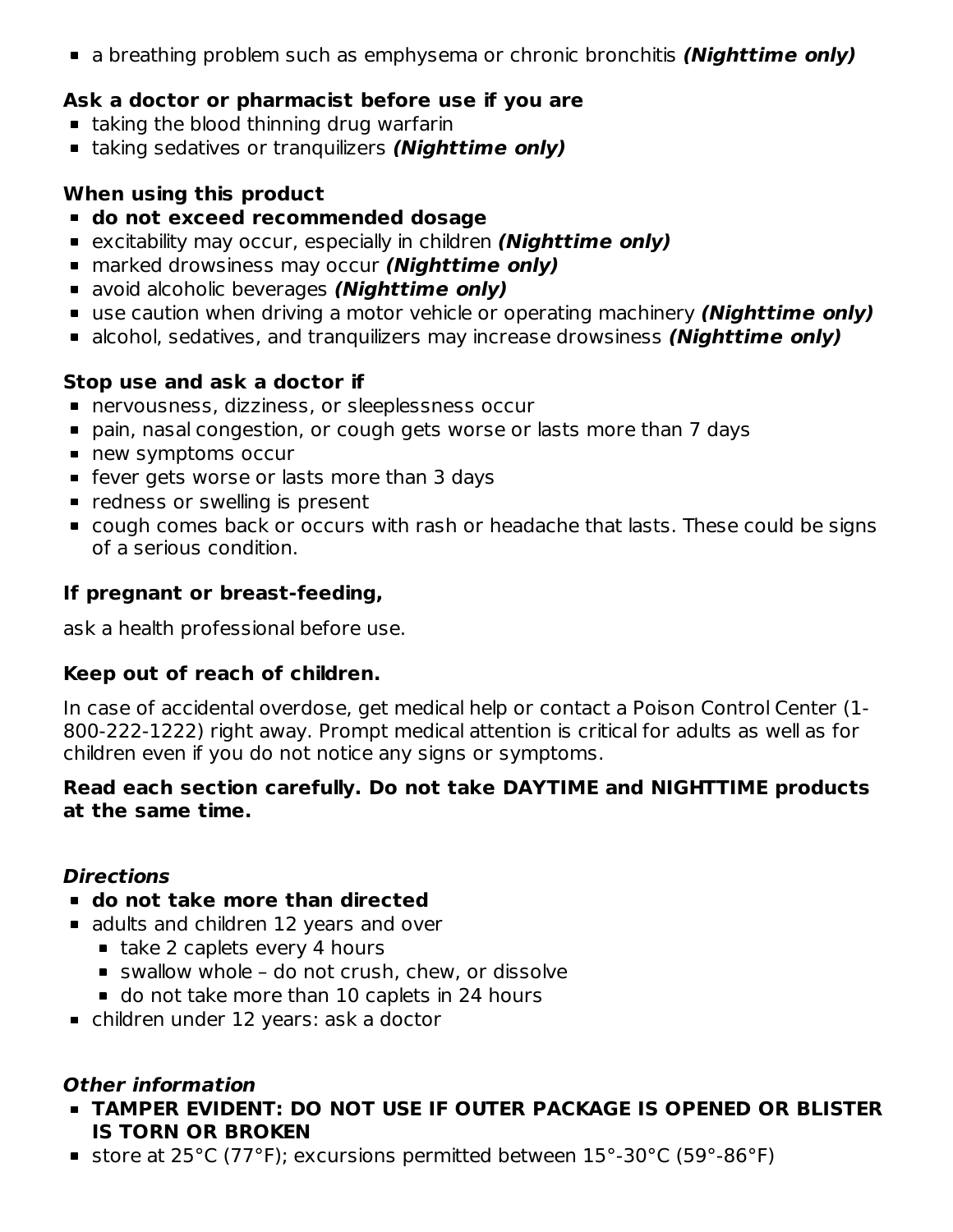- a breathing problem such as emphysema or chronic bronchitis ***(Nighttime only)***

**Ask a doctor or pharmacist before use if you are**

- taking the blood thinning drug warfarin
- taking sedatives or tranquilizers ***(Nighttime only)***

**When using this product**

- **do not exceed recommended dosage**
- excitability may occur, especially in children ***(Nighttime only)***
- marked drowsiness may occur ***(Nighttime only)***
- avoid alcoholic beverages ***(Nighttime only)***
- use caution when driving a motor vehicle or operating machinery ***(Nighttime only)***
- alcohol, sedatives, and tranquilizers may increase drowsiness ***(Nighttime only)***

**Stop use and ask a doctor if**

- nervousness, dizziness, or sleeplessness occur
- pain, nasal congestion, or cough gets worse or lasts more than 7 days
- new symptoms occur
- fever gets worse or lasts more than 3 days
- redness or swelling is present
- cough comes back or occurs with rash or headache that lasts. These could be signs of a serious condition.

**If pregnant or breast-feeding,**

ask a health professional before use.

**Keep out of reach of children.**

In case of accidental overdose, get medical help or contact a Poison Control Center (1-800-222-1222) right away. Prompt medical attention is critical for adults as well as for children even if you do not notice any signs or symptoms.

**Read each section carefully. Do not take DAYTIME and NIGHTTIME products at the same time.**

***Directions***

- **do not take more than directed**
- adults and children 12 years and over
  - take 2 caplets every 4 hours
  - swallow whole – do not crush, chew, or dissolve
  - do not take more than 10 caplets in 24 hours
- children under 12 years: ask a doctor

***Other information***

- **TAMPER EVIDENT: DO NOT USE IF OUTER PACKAGE IS OPENED OR BLISTER IS TORN OR BROKEN**
- store at 25°C (77°F); excursions permitted between 15°-30°C (59°-86°F)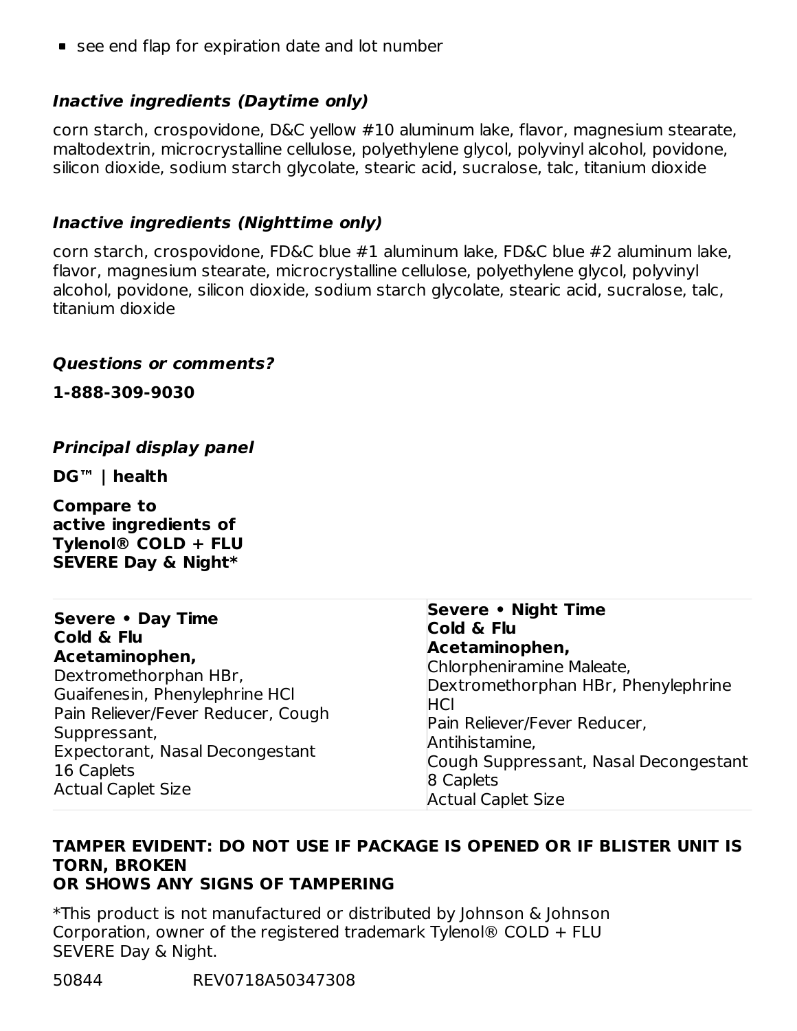- see end flap for expiration date and lot number

***Inactive ingredients (Daytime only)***

corn starch, crospovidone, D&C yellow #10 aluminum lake, flavor, magnesium stearate, maltodextrin, microcrystalline cellulose, polyethylene glycol, polyvinyl alcohol, povidone, silicon dioxide, sodium starch glycolate, stearic acid, sucralose, talc, titanium dioxide

***Inactive ingredients (Nighttime only)***

corn starch, crospovidone, FD&C blue #1 aluminum lake, FD&C blue #2 aluminum lake, flavor, magnesium stearate, microcrystalline cellulose, polyethylene glycol, polyvinyl alcohol, povidone, silicon dioxide, sodium starch glycolate, stearic acid, sucralose, talc, titanium dioxide

***Questions or comments?***

**1-888-309-9030**

***Principal display panel***

**DG™ | health**

**Compare to**
**active ingredients of**
**Tylenol® COLD + FLU**
**SEVERE Day & Night***

| **Severe • Day Time**<br>**Cold & Flu**<br>**Acetaminophen,**<br>Dextromethorphan HBr,<br>Guaifenesin, Phenylephrine HCl<br>Pain Reliever/Fever Reducer, Cough Suppressant,<br>Expectorant, Nasal Decongestant<br>16 Caplets<br>Actual Caplet Size | **Severe • Night Time**<br>**Cold & Flu**<br>**Acetaminophen,**<br>Chlorpheniramine Maleate,<br>Dextromethorphan HBr, Phenylephrine HCl<br>Pain Reliever/Fever Reducer,<br>Antihistamine,<br>Cough Suppressant, Nasal Decongestant<br>8 Caplets<br>Actual Caplet Size |
|---|---|

**TAMPER EVIDENT: DO NOT USE IF PACKAGE IS OPENED OR IF BLISTER UNIT IS TORN, BROKEN**
**OR SHOWS ANY SIGNS OF TAMPERING**

*This product is not manufactured or distributed by Johnson & Johnson Corporation, owner of the registered trademark Tylenol® COLD + FLU SEVERE Day & Night.

50844 REV0718A50347308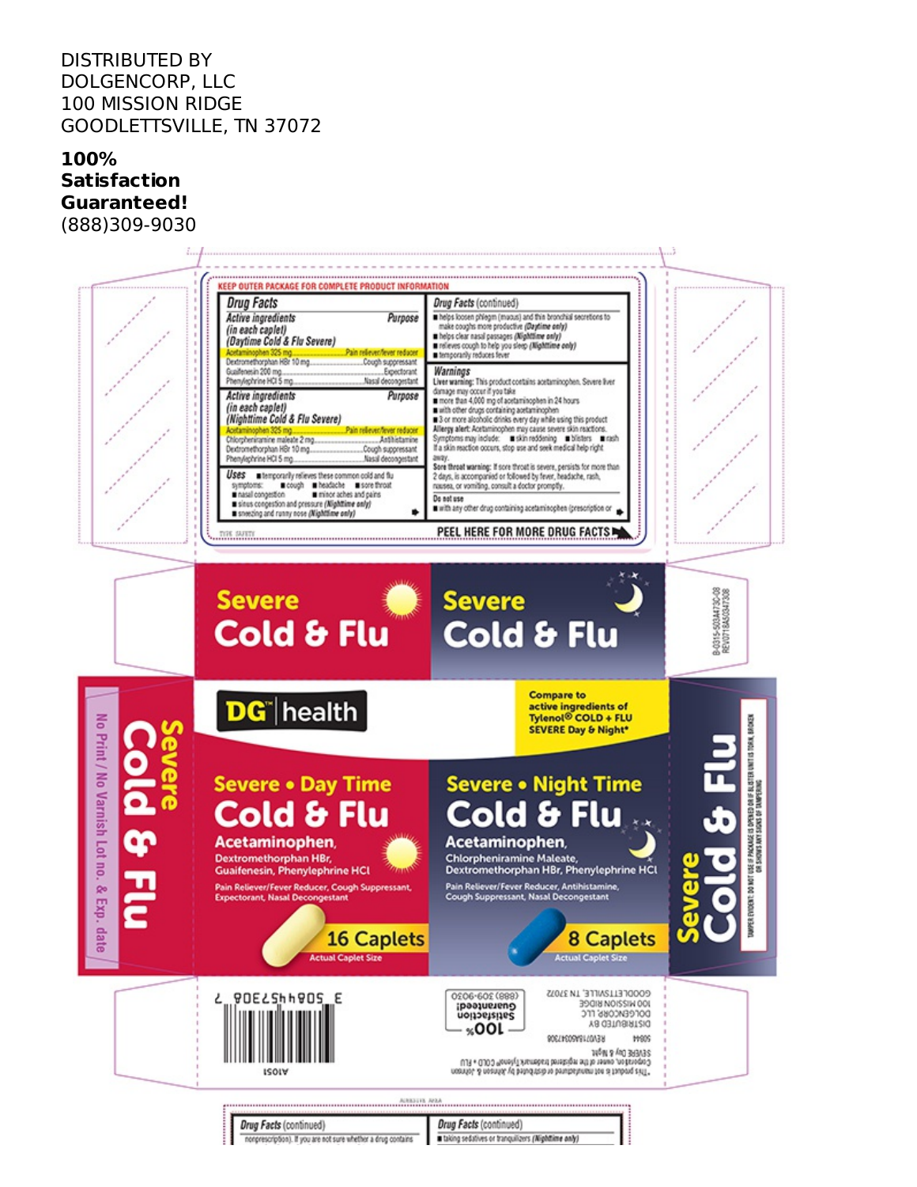DISTRIBUTED BY
DOLGENCORP, LLC
100 MISSION RIDGE
GOODLETTSVILLE, TN 37072

**100% Satisfaction Guaranteed!**
(888)309-9030

KEEP OUTER PACKAGE FOR COMPLETE PRODUCT INFORMATION

## Drug Facts

**Active ingredients (in each caplet) (Daytime Cold & Flu Severe)** — **Purpose**

| Active ingredient | Purpose |
|---|---|
| Acetaminophen 325 mg | Pain reliever/fever reducer |
| Dextromethorphan HBr 10 mg | Cough suppressant |
| Guaifenesin 200 mg | Expectorant |
| Phenylephrine HCl 5 mg | Nasal decongestant |

**Active ingredients (in each caplet) (Nighttime Cold & Flu Severe)** — **Purpose**

| Active ingredient | Purpose |
|---|---|
| Acetaminophen 325 mg | Pain reliever/fever reducer |
| Chlorpheniramine maleate 2 mg | Antihistamine |
| Dextromethorphan HBr 10 mg | Cough suppressant |
| Phenylephrine HCl 5 mg | Nasal decongestant |

**Uses**
- temporarily relieves these common cold and flu symptoms:
  - cough
  - headache
  - sore throat
  - nasal congestion
  - minor aches and pains
  - sinus congestion and pressure *(Nighttime only)*
  - sneezing and runny nose *(Nighttime only)*

## Drug Facts (continued)

- helps loosen phlegm (mucus) and thin bronchial secretions to make coughs more productive *(Daytime only)*
- helps clear nasal passages *(Nighttime only)*
- relieves cough to help you sleep *(Nighttime only)*
- temporarily reduces fever

**Warnings**

**Liver warning:** This product contains acetaminophen. Severe liver damage may occur if you take
- more than 4,000 mg of acetaminophen in 24 hours
- with other drugs containing acetaminophen
- 3 or more alcoholic drinks every day while using this product

**Allergy alert:** Acetaminophen may cause severe skin reactions. Symptoms may include:
- skin reddening
- blisters
- rash

If a skin reaction occurs, stop use and seek medical help right away.

**Sore throat warning:** If sore throat is severe, persists for more than 2 days, is accompanied or followed by fever, headache, rash, nausea, or vomiting, consult a doctor promptly.

**Do not use**
- with any other drug containing acetaminophen (prescription or

PEEL HERE FOR MORE DRUG FACTS

Severe Cold & Flu

Severe Cold & Flu

DG health

Compare to active ingredients of Tylenol® COLD + FLU SEVERE Day & Night*

**Severe • Day Time Cold & Flu**
Acetaminophen, Dextromethorphan HBr, Guaifenesin, Phenylephrine HCl
Pain Reliever/Fever Reducer, Cough Suppressant, Expectorant, Nasal Decongestant
16 Caplets
Actual Caplet Size

**Severe • Night Time Cold & Flu**
Acetaminophen, Chlorpheniramine Maleate, Dextromethorphan HBr, Phenylephrine HCl
Pain Reliever/Fever Reducer, Antihistamine, Cough Suppressant, Nasal Decongestant
8 Caplets
Actual Caplet Size

Severe Cold & Flu

No Print / No Varnish Lot no. & Exp. date

TAMPER EVIDENT: DO NOT USE IF PACKAGE IS OPENED OR IF BLISTER UNIT IS TORN, BROKEN OR SHOWS ANY SIGNS OF TAMPERING

B-0315-503A4730-08
REV0718A50347308

3 50844 73087 7

A1051

*This product is not manufactured or distributed by Johnson & Johnson Corporation, owner of the registered trademark Tylenol® COLD + FLU SEVERE Day & Night.

50844 REV0718A50347308

DISTRIBUTED BY
DOLGENCORP, LLC
100 MISSION RIDGE
GOODLETTSVILLE, TN 37072

100% Satisfaction Guaranteed! (888) 309-9030

## Drug Facts (continued)

nonprescription). If you are not sure whether a drug contains

## Drug Facts (continued)

- taking sedatives or tranquilizers *(Nighttime only)*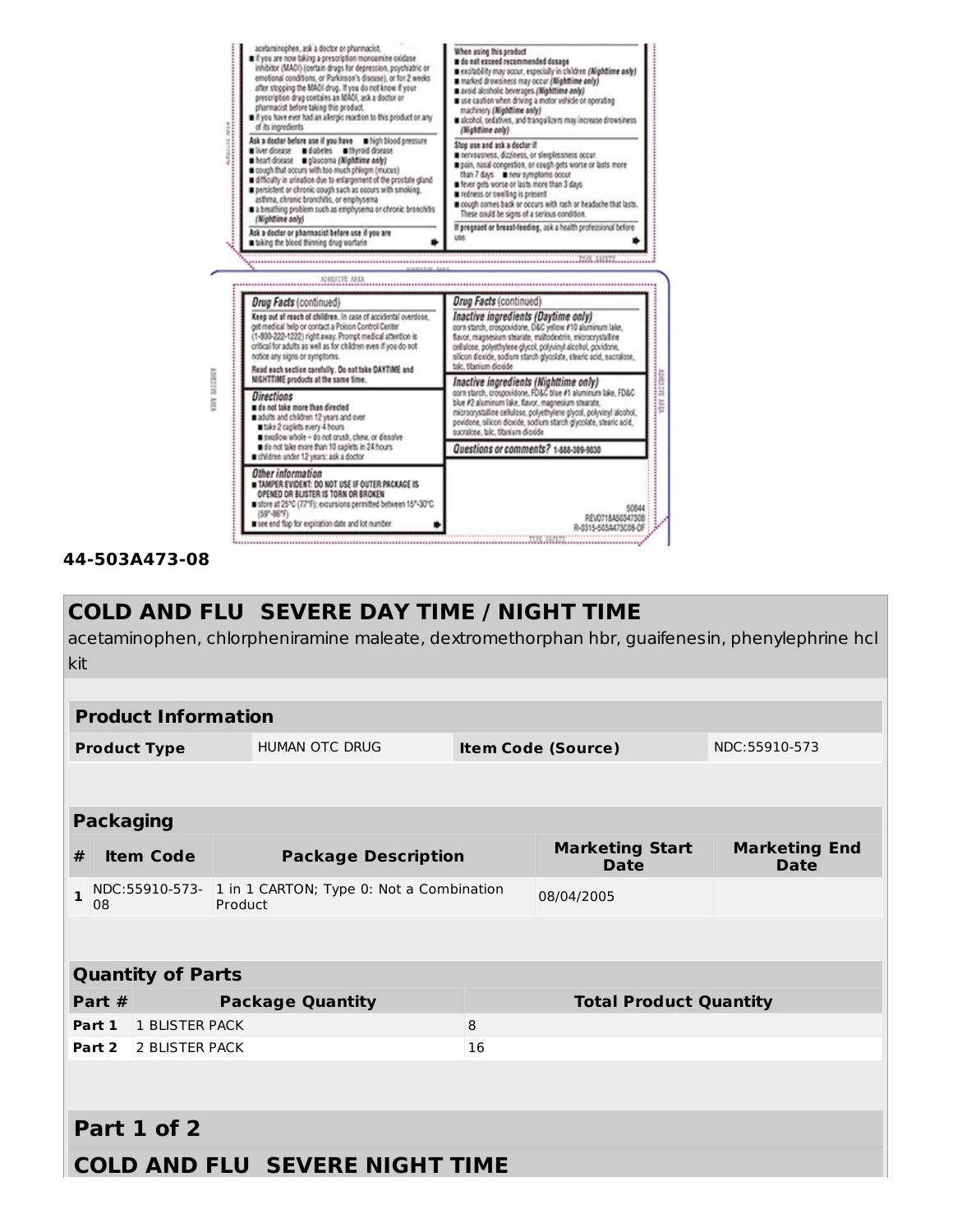acetaminophen, ask a doctor or pharmacist.

- if you are now taking a prescription monoamine oxidase inhibitor (MAOI) (certain drugs for depression, psychiatric or emotional conditions, or Parkinson's disease), or for 2 weeks after stopping the MAOI drug. If you do not know if your prescription drug contains an MAOI, ask a doctor or pharmacist before taking this product.
- if you have ever had an allergic reaction to this product or any of its ingredients

**Ask a doctor before use if you have**
- high blood pressure
- liver disease
- diabetes
- thyroid disease
- heart disease
- glaucoma (*Nighttime only*)
- cough that occurs with too much phlegm (mucus)
- difficulty in urination due to enlargement of the prostate gland
- persistent or chronic cough such as occurs with smoking, asthma, chronic bronchitis, or emphysema
- a breathing problem such as emphysema or chronic bronchitis (*Nighttime only*)

**Ask a doctor or pharmacist before use if you are**
- taking the blood thinning drug warfarin

**When using this product**
- do not exceed recommended dosage
- excitability may occur, especially in children (*Nighttime only*)
- marked drowsiness may occur (*Nighttime only*)
- avoid alcoholic beverages (*Nighttime only*)
- use caution when driving a motor vehicle or operating machinery (*Nighttime only*)
- alcohol, sedatives, and tranquilizers may increase drowsiness (*Nighttime only*)

**Stop use and ask a doctor if**
- nervousness, dizziness, or sleeplessness occur
- pain, nasal congestion, or cough gets worse or lasts more than 7 days
- new symptoms occur
- fever gets worse or lasts more than 3 days
- redness or swelling is present
- cough comes back or occurs with rash or headache that lasts. These could be signs of a serious condition.

**If pregnant or breast-feeding,** ask a health professional before use.

ADHESIVE AREA

***Drug Facts* (continued)**

**Keep out of reach of children.** In case of accidental overdose, get medical help or contact a Poison Control Center (1-800-222-1222) right away. Prompt medical attention is critical for adults as well as for children even if you do not notice any signs or symptoms.

**Read each section carefully. Do not take DAYTIME and NIGHTTIME products at the same time.**

***Directions***
- **do not take more than directed**
- adults and children 12 years and over
  - take 2 caplets every 4 hours
  - swallow whole – do not crush, chew, or dissolve
  - do not take more than 10 caplets in 24 hours
- children under 12 years: ask a doctor

***Other information***
- **TAMPER EVIDENT: DO NOT USE IF OUTER PACKAGE IS OPENED OR BLISTER IS TORN OR BROKEN**
- store at 25°C (77°F); excursions permitted between 15°-30°C (59°-86°F)
- see end flap for expiration date and lot number

***Drug Facts* (continued)**

***Inactive ingredients (Daytime only)*** corn starch, crospovidone, D&C yellow #10 aluminum lake, flavor, magnesium stearate, maltodextrin, microcrystalline cellulose, polyethylene glycol, polyvinyl alcohol, povidone, silicon dioxide, sodium starch glycolate, stearic acid, sucralose, talc, titanium dioxide

***Inactive ingredients (Nighttime only)*** corn starch, crospovidone, FD&C blue #1 aluminum lake, FD&C blue #2 aluminum lake, flavor, magnesium stearate, microcrystalline cellulose, polyethylene glycol, polyvinyl alcohol, povidone, silicon dioxide, sodium starch glycolate, stearic acid, sucralose, talc, titanium dioxide

***Questions or comments?*** 1-888-309-9030

50844
REV0718A50347308
R-0315-503A473C08-OF

**44-503A473-08**

## COLD AND FLU SEVERE DAY TIME / NIGHT TIME

acetaminophen, chlorpheniramine maleate, dextromethorphan hbr, guaifenesin, phenylephrine hcl kit

| Product Information | | | |
|---|---|---|---|
| **Product Type** | HUMAN OTC DRUG | **Item Code (Source)** | NDC:55910-573 |

| Packaging | | | | |
|---|---|---|---|---|
| **#** | **Item Code** | **Package Description** | **Marketing Start Date** | **Marketing End Date** |
| **1** | NDC:55910-573-08 | 1 in 1 CARTON; Type 0: Not a Combination Product | 08/04/2005 | |

| Quantity of Parts | | |
|---|---|---|
| **Part #** | **Package Quantity** | **Total Product Quantity** |
| **Part 1** | 1 BLISTER PACK | 8 |
| **Part 2** | 2 BLISTER PACK | 16 |

## Part 1 of 2

## COLD AND FLU SEVERE NIGHT TIME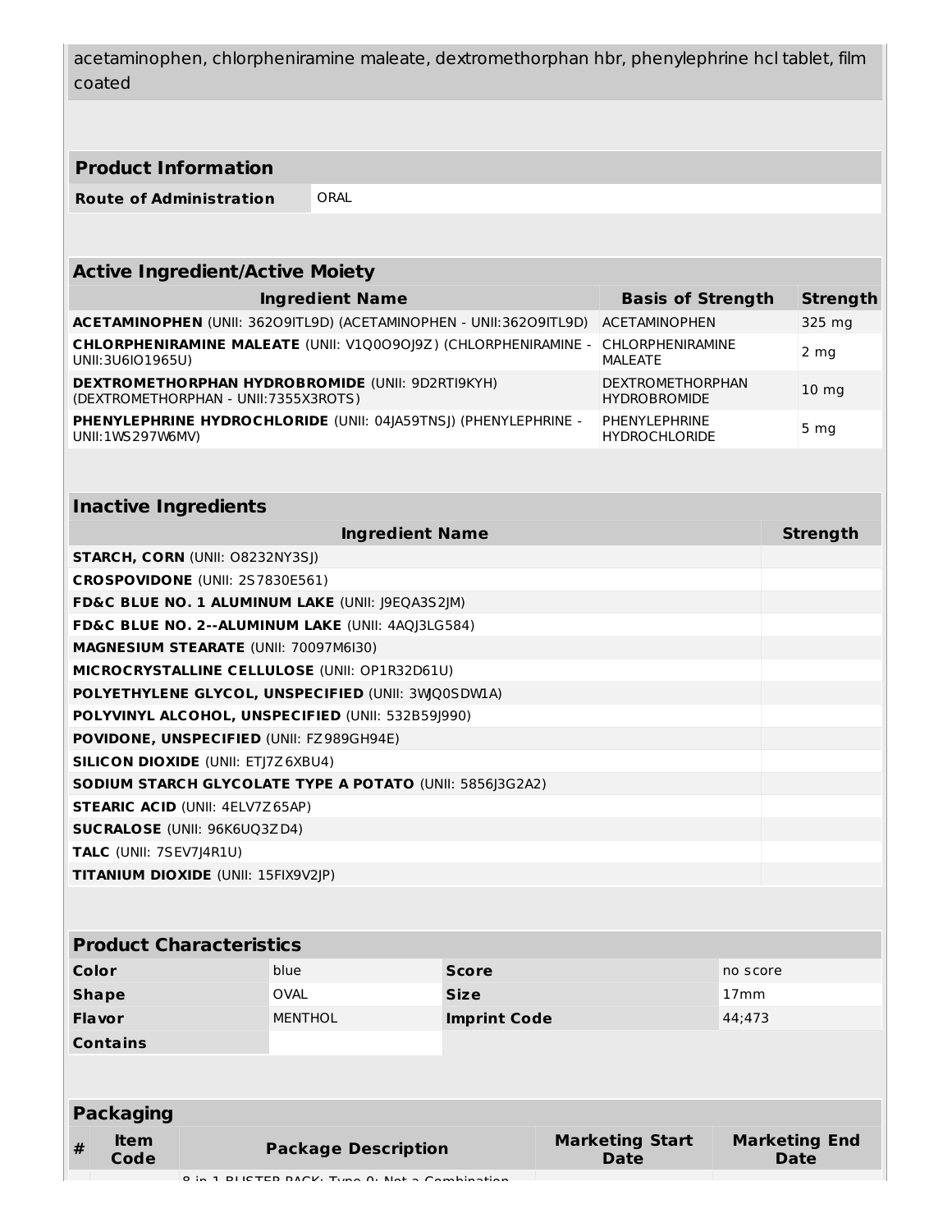acetaminophen, chlorpheniramine maleate, dextromethorphan hbr, phenylephrine hcl tablet, film coated

| Product Information | |
|---|---|
| **Route of Administration** | ORAL |

| Active Ingredient/Active Moiety | | |
|---|---|---|
| **Ingredient Name** | **Basis of Strength** | **Strength** |
| **ACETAMINOPHEN** (UNII: 362O9ITL9D) (ACETAMINOPHEN - UNII:362O9ITL9D) | ACETAMINOPHEN | 325 mg |
| **CHLORPHENIRAMINE MALEATE** (UNII: V1Q0O9OJ9Z) (CHLORPHENIRAMINE - UNII:3U6IO1965U) | CHLORPHENIRAMINE MALEATE | 2 mg |
| **DEXTROMETHORPHAN HYDROBROMIDE** (UNII: 9D2RTI9KYH) (DEXTROMETHORPHAN - UNII:7355X3ROTS) | DEXTROMETHORPHAN HYDROBROMIDE | 10 mg |
| **PHENYLEPHRINE HYDROCHLORIDE** (UNII: 04JA59TNSJ) (PHENYLEPHRINE - UNII:1WS297W6MV) | PHENYLEPHRINE HYDROCHLORIDE | 5 mg |

| Inactive Ingredients | |
|---|---|
| **Ingredient Name** | **Strength** |
| **STARCH, CORN** (UNII: O8232NY3SJ) | |
| **CROSPOVIDONE** (UNII: 2S7830E561) | |
| **FD&C BLUE NO. 1 ALUMINUM LAKE** (UNII: J9EQA3S2JM) | |
| **FD&C BLUE NO. 2--ALUMINUM LAKE** (UNII: 4AQJ3LG584) | |
| **MAGNESIUM STEARATE** (UNII: 70097M6I30) | |
| **MICROCRYSTALLINE CELLULOSE** (UNII: OP1R32D61U) | |
| **POLYETHYLENE GLYCOL, UNSPECIFIED** (UNII: 3WQ0SDW1A) | |
| **POLYVINYL ALCOHOL, UNSPECIFIED** (UNII: 532B59J990) | |
| **POVIDONE, UNSPECIFIED** (UNII: FZ989GH94E) | |
| **SILICON DIOXIDE** (UNII: ETJ7Z6XBU4) | |
| **SODIUM STARCH GLYCOLATE TYPE A POTATO** (UNII: 5856J3G2A2) | |
| **STEARIC ACID** (UNII: 4ELV7Z65AP) | |
| **SUCRALOSE** (UNII: 96K6UQ3ZD4) | |
| **TALC** (UNII: 7SEV7J4R1U) | |
| **TITANIUM DIOXIDE** (UNII: 15FIX9V2JP) | |

| Product Characteristics | | | |
|---|---|---|---|
| **Color** | blue | **Score** | no score |
| **Shape** | OVAL | **Size** | 17mm |
| **Flavor** | MENTHOL | **Imprint Code** | 44;473 |
| **Contains** | | | |

| Packaging | | | | |
|---|---|---|---|---|
| **#** | **Item Code** | **Package Description** | **Marketing Start Date** | **Marketing End Date** |
| | | 8 in 1 BLISTER PACK; Type 0: Not a Combination | | |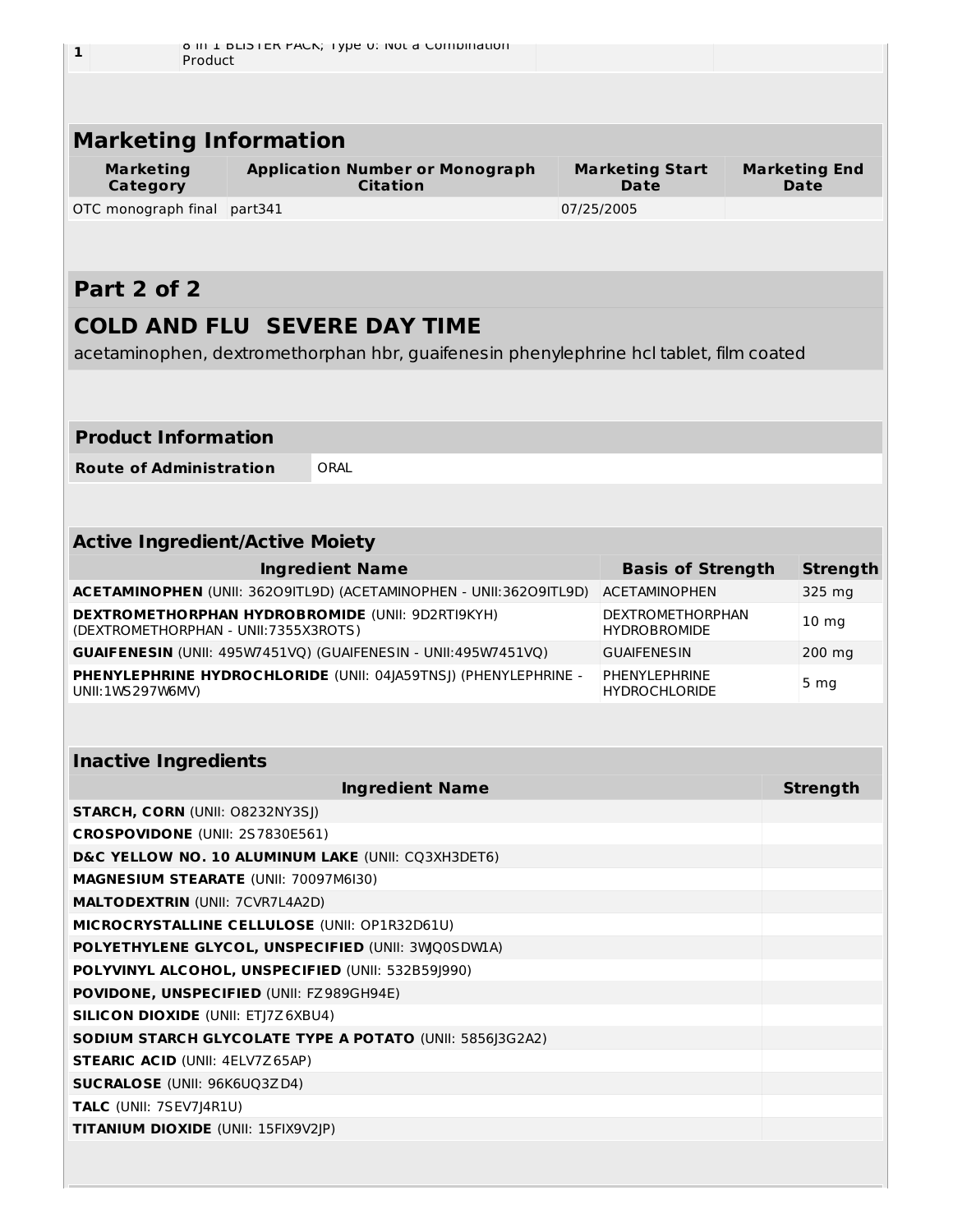| 1 | | 8 in 1 BLISTER PACK; Type 0: Not a Combination Product | | |
|---|---|---|---|---|

## Marketing Information

| Marketing Category | Application Number or Monograph Citation | Marketing Start Date | Marketing End Date |
|---|---|---|---|
| OTC monograph final | part341 | 07/25/2005 | |

## Part 2 of 2

## COLD AND FLU SEVERE DAY TIME

acetaminophen, dextromethorphan hbr, guaifenesin phenylephrine hcl tablet, film coated

| Product Information | |
|---|---|
| **Route of Administration** | ORAL |

### Active Ingredient/Active Moiety

| Ingredient Name | Basis of Strength | Strength |
|---|---|---|
| **ACETAMINOPHEN** (UNII: 362O9ITL9D) (ACETAMINOPHEN - UNII:362O9ITL9D) | ACETAMINOPHEN | 325 mg |
| **DEXTROMETHORPHAN HYDROBROMIDE** (UNII: 9D2RTI9KYH) (DEXTROMETHORPHAN - UNII:7355X3ROTS) | DEXTROMETHORPHAN HYDROBROMIDE | 10 mg |
| **GUAIFENESIN** (UNII: 495W7451VQ) (GUAIFENESIN - UNII:495W7451VQ) | GUAIFENESIN | 200 mg |
| **PHENYLEPHRINE HYDROCHLORIDE** (UNII: 04JA59TNSJ) (PHENYLEPHRINE - UNII:1WS297W6MV) | PHENYLEPHRINE HYDROCHLORIDE | 5 mg |

### Inactive Ingredients

| Ingredient Name | Strength |
|---|---|
| **STARCH, CORN** (UNII: O8232NY3SJ) | |
| **CROSPOVIDONE** (UNII: 2S7830E561) | |
| **D&C YELLOW NO. 10 ALUMINUM LAKE** (UNII: CQ3XH3DET6) | |
| **MAGNESIUM STEARATE** (UNII: 70097M6I30) | |
| **MALTODEXTRIN** (UNII: 7CVR7L4A2D) | |
| **MICROCRYSTALLINE CELLULOSE** (UNII: OP1R32D61U) | |
| **POLYETHYLENE GLYCOL, UNSPECIFIED** (UNII: 3WQ0SDW1A) | |
| **POLYVINYL ALCOHOL, UNSPECIFIED** (UNII: 532B59J990) | |
| **POVIDONE, UNSPECIFIED** (UNII: FZ989GH94E) | |
| **SILICON DIOXIDE** (UNII: ETJ7Z6XBU4) | |
| **SODIUM STARCH GLYCOLATE TYPE A POTATO** (UNII: 5856J3G2A2) | |
| **STEARIC ACID** (UNII: 4ELV7Z65AP) | |
| **SUCRALOSE** (UNII: 96K6UQ3ZD4) | |
| **TALC** (UNII: 7SEV7J4R1U) | |
| **TITANIUM DIOXIDE** (UNII: 15FIX9V2JP) | |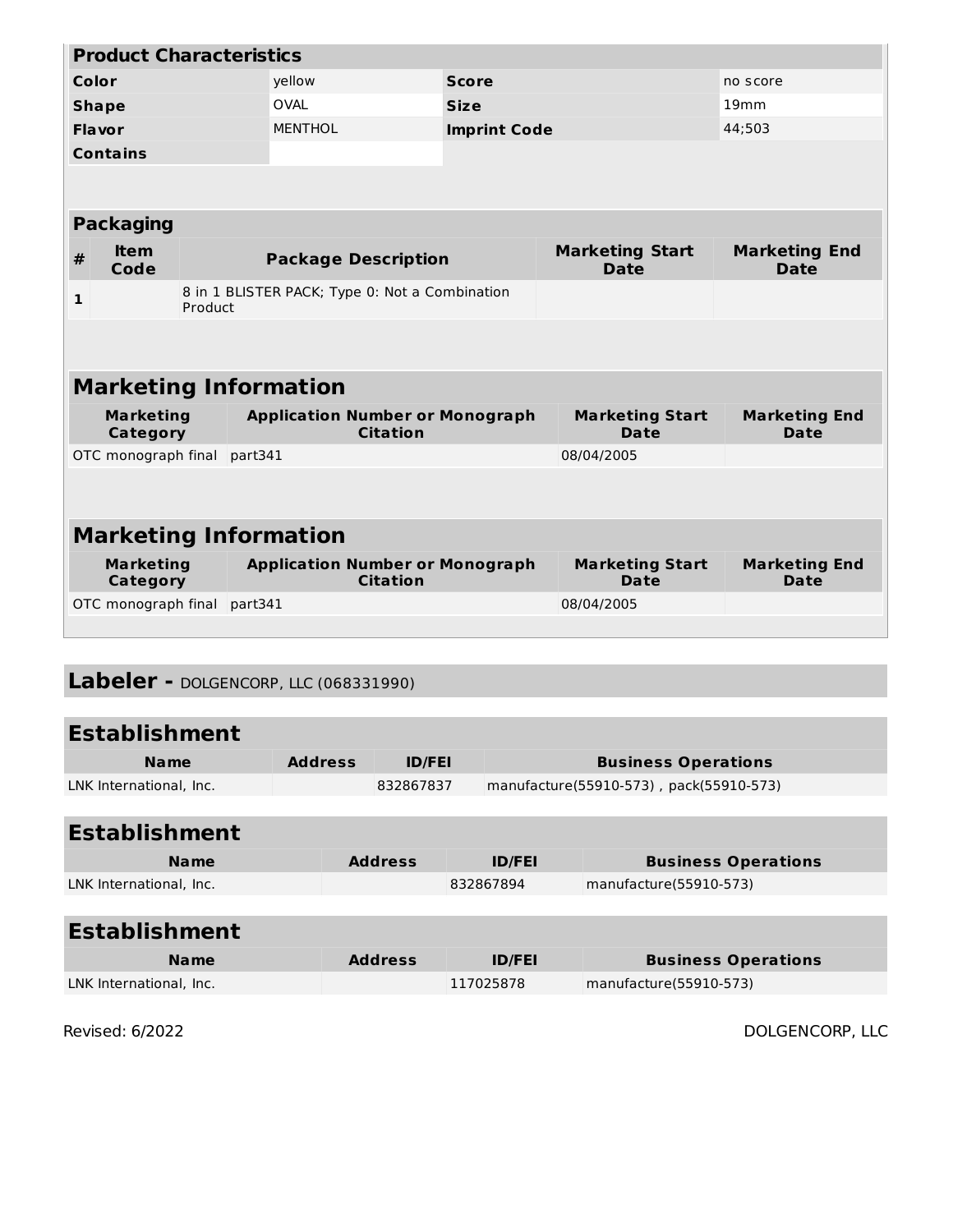## Product Characteristics

| | | | |
|---|---|---|---|
| **Color** | yellow | **Score** | no score |
| **Shape** | OVAL | **Size** | 19mm |
| **Flavor** | MENTHOL | **Imprint Code** | 44;503 |
| **Contains** | | | |

## Packaging

| # | Item Code | Package Description | Marketing Start Date | Marketing End Date |
|---|---|---|---|---|
| 1 | | 8 in 1 BLISTER PACK; Type 0: Not a Combination Product | | |

## Marketing Information

| Marketing Category | Application Number or Monograph Citation | Marketing Start Date | Marketing End Date |
|---|---|---|---|
| OTC monograph final | part341 | 08/04/2005 | |

## Marketing Information

| Marketing Category | Application Number or Monograph Citation | Marketing Start Date | Marketing End Date |
|---|---|---|---|
| OTC monograph final | part341 | 08/04/2005 | |

## Labeler - DOLGENCORP, LLC (068331990)

## Establishment

| Name | Address | ID/FEI | Business Operations |
|---|---|---|---|
| LNK International, Inc. | | 832867837 | manufacture(55910-573) , pack(55910-573) |

## Establishment

| Name | Address | ID/FEI | Business Operations |
|---|---|---|---|
| LNK International, Inc. | | 832867894 | manufacture(55910-573) |

## Establishment

| Name | Address | ID/FEI | Business Operations |
|---|---|---|---|
| LNK International, Inc. | | 117025878 | manufacture(55910-573) |

Revised: 6/2022

DOLGENCORP, LLC